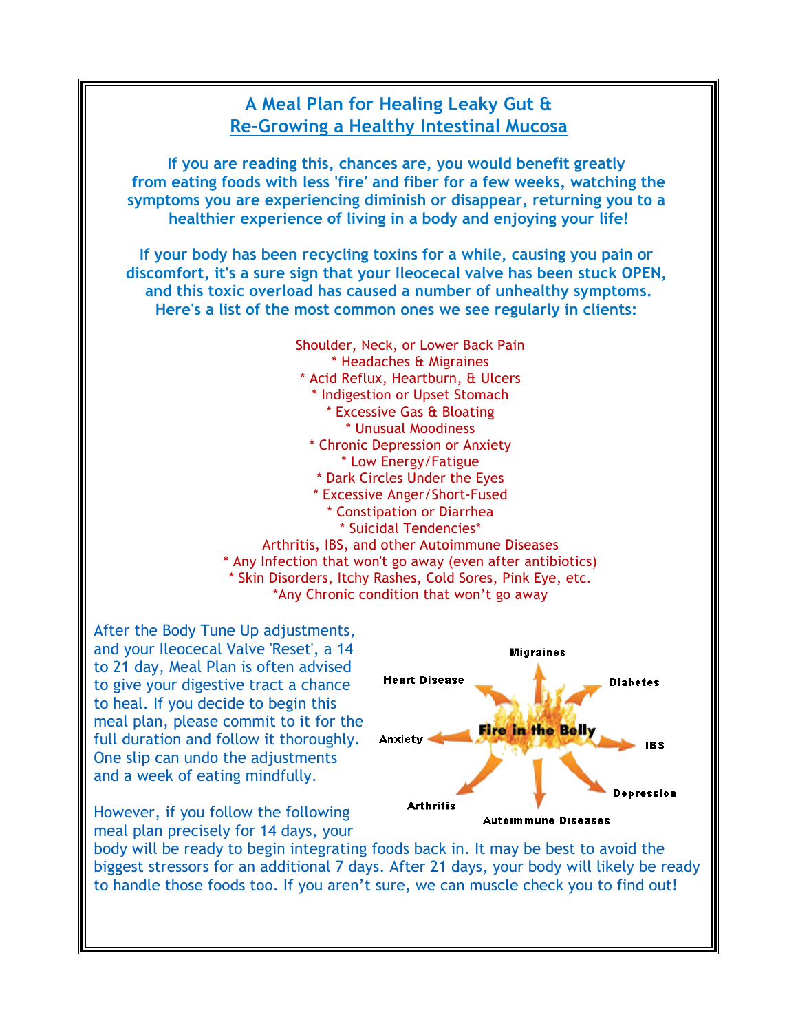# A Meal Plan for Healing Leaky Gut & Re-Growing a Healthy Intestinal Mucosa

**If you are reading this, chances are, you would benefit greatly from eating foods with less 'fire' and fiber for a few weeks, watching the symptoms you are experiencing diminish or disappear, returning you to a healthier experience of living in a body and enjoying your life!**

**If your body has been recycling toxins for a while, causing you pain or discomfort, it's a sure sign that your Ileocecal valve has been stuck OPEN, and this toxic overload has caused a number of unhealthy symptoms. Here's a list of the most common ones we see regularly in clients:**

Shoulder, Neck, or Lower Back Pain
* Headaches & Migraines
* Acid Reflux, Heartburn, & Ulcers
* Indigestion or Upset Stomach
* Excessive Gas & Bloating
* Unusual Moodiness
* Chronic Depression or Anxiety
* Low Energy/Fatigue
* Dark Circles Under the Eyes
* Excessive Anger/Short-Fused
* Constipation or Diarrhea
* Suicidal Tendencies*
Arthritis, IBS, and other Autoimmune Diseases
* Any Infection that won't go away (even after antibiotics)
* Skin Disorders, Itchy Rashes, Cold Sores, Pink Eye, etc.
*Any Chronic condition that won't go away

After the Body Tune Up adjustments, and your Ileocecal Valve 'Reset', a 14 to 21 day, Meal Plan is often advised to give your digestive tract a chance to heal. If you decide to begin this meal plan, please commit to it for the full duration and follow it thoroughly. One slip can undo the adjustments and a week of eating mindfully.

Fire in the Belly: Migraines, Diabetes, IBS, Depression, Autoimmune Diseases, Arthritis, Anxiety, Heart Disease

However, if you follow the following meal plan precisely for 14 days, your body will be ready to begin integrating foods back in. It may be best to avoid the biggest stressors for an additional 7 days. After 21 days, your body will likely be ready to handle those foods too. If you aren't sure, we can muscle check you to find out!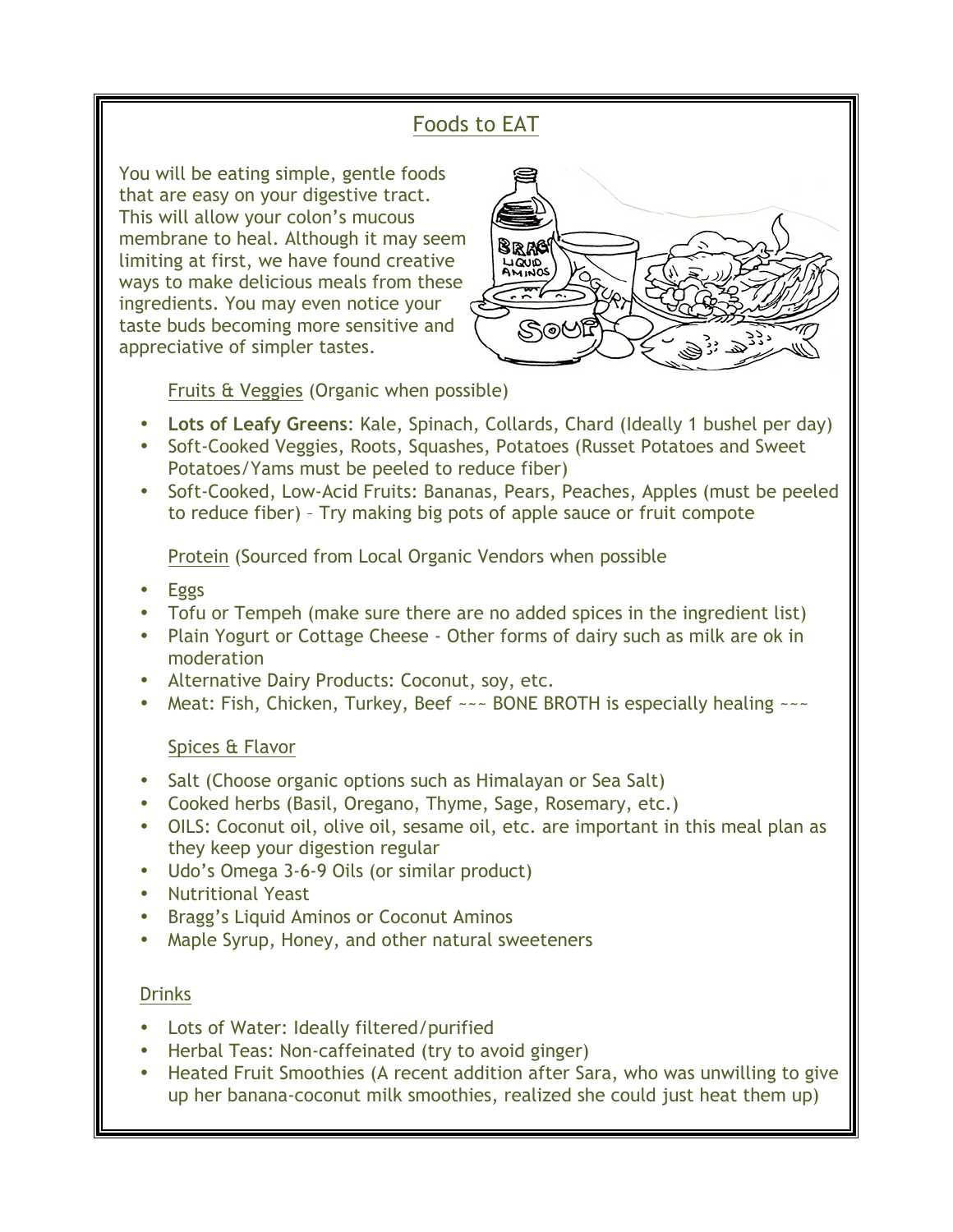## Foods to EAT

You will be eating simple, gentle foods that are easy on your digestive tract. This will allow your colon's mucous membrane to heal. Although it may seem limiting at first, we have found creative ways to make delicious meals from these ingredients. You may even notice your taste buds becoming more sensitive and appreciative of simpler tastes.

### Fruits & Veggies (Organic when possible)

- **Lots of Leafy Greens**: Kale, Spinach, Collards, Chard (Ideally 1 bushel per day)
- Soft-Cooked Veggies, Roots, Squashes, Potatoes (Russet Potatoes and Sweet Potatoes/Yams must be peeled to reduce fiber)
- Soft-Cooked, Low-Acid Fruits: Bananas, Pears, Peaches, Apples (must be peeled to reduce fiber) – Try making big pots of apple sauce or fruit compote

### Protein (Sourced from Local Organic Vendors when possible

- Eggs
- Tofu or Tempeh (make sure there are no added spices in the ingredient list)
- Plain Yogurt or Cottage Cheese - Other forms of dairy such as milk are ok in moderation
- Alternative Dairy Products: Coconut, soy, etc.
- Meat: Fish, Chicken, Turkey, Beef ~~~ BONE BROTH is especially healing ~~~

### Spices & Flavor

- Salt (Choose organic options such as Himalayan or Sea Salt)
- Cooked herbs (Basil, Oregano, Thyme, Sage, Rosemary, etc.)
- OILS: Coconut oil, olive oil, sesame oil, etc. are important in this meal plan as they keep your digestion regular
- Udo's Omega 3-6-9 Oils (or similar product)
- Nutritional Yeast
- Bragg's Liquid Aminos or Coconut Aminos
- Maple Syrup, Honey, and other natural sweeteners

### Drinks

- Lots of Water: Ideally filtered/purified
- Herbal Teas: Non-caffeinated (try to avoid ginger)
- Heated Fruit Smoothies (A recent addition after Sara, who was unwilling to give up her banana-coconut milk smoothies, realized she could just heat them up)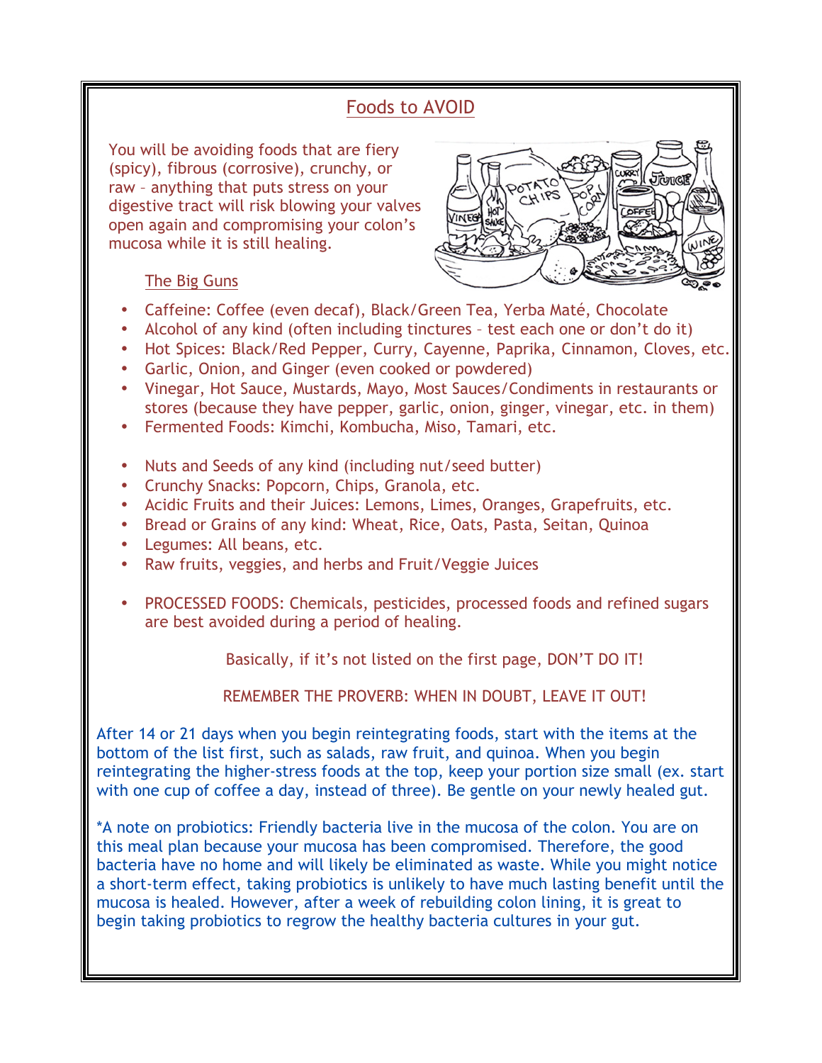## Foods to AVOID

You will be avoiding foods that are fiery (spicy), fibrous (corrosive), crunchy, or raw – anything that puts stress on your digestive tract will risk blowing your valves open again and compromising your colon's mucosa while it is still healing.

### The Big Guns

- Caffeine: Coffee (even decaf), Black/Green Tea, Yerba Maté, Chocolate
- Alcohol of any kind (often including tinctures – test each one or don't do it)
- Hot Spices: Black/Red Pepper, Curry, Cayenne, Paprika, Cinnamon, Cloves, etc.
- Garlic, Onion, and Ginger (even cooked or powdered)
- Vinegar, Hot Sauce, Mustards, Mayo, Most Sauces/Condiments in restaurants or stores (because they have pepper, garlic, onion, ginger, vinegar, etc. in them)
- Fermented Foods: Kimchi, Kombucha, Miso, Tamari, etc.

- Nuts and Seeds of any kind (including nut/seed butter)
- Crunchy Snacks: Popcorn, Chips, Granola, etc.
- Acidic Fruits and their Juices: Lemons, Limes, Oranges, Grapefruits, etc.
- Bread or Grains of any kind: Wheat, Rice, Oats, Pasta, Seitan, Quinoa
- Legumes: All beans, etc.
- Raw fruits, veggies, and herbs and Fruit/Veggie Juices

- PROCESSED FOODS: Chemicals, pesticides, processed foods and refined sugars are best avoided during a period of healing.

Basically, if it's not listed on the first page, DON'T DO IT!

REMEMBER THE PROVERB: WHEN IN DOUBT, LEAVE IT OUT!

After 14 or 21 days when you begin reintegrating foods, start with the items at the bottom of the list first, such as salads, raw fruit, and quinoa. When you begin reintegrating the higher-stress foods at the top, keep your portion size small (ex. start with one cup of coffee a day, instead of three). Be gentle on your newly healed gut.

*A note on probiotics: Friendly bacteria live in the mucosa of the colon. You are on this meal plan because your mucosa has been compromised. Therefore, the good bacteria have no home and will likely be eliminated as waste. While you might notice a short-term effect, taking probiotics is unlikely to have much lasting benefit until the mucosa is healed. However, after a week of rebuilding colon lining, it is great to begin taking probiotics to regrow the healthy bacteria cultures in your gut.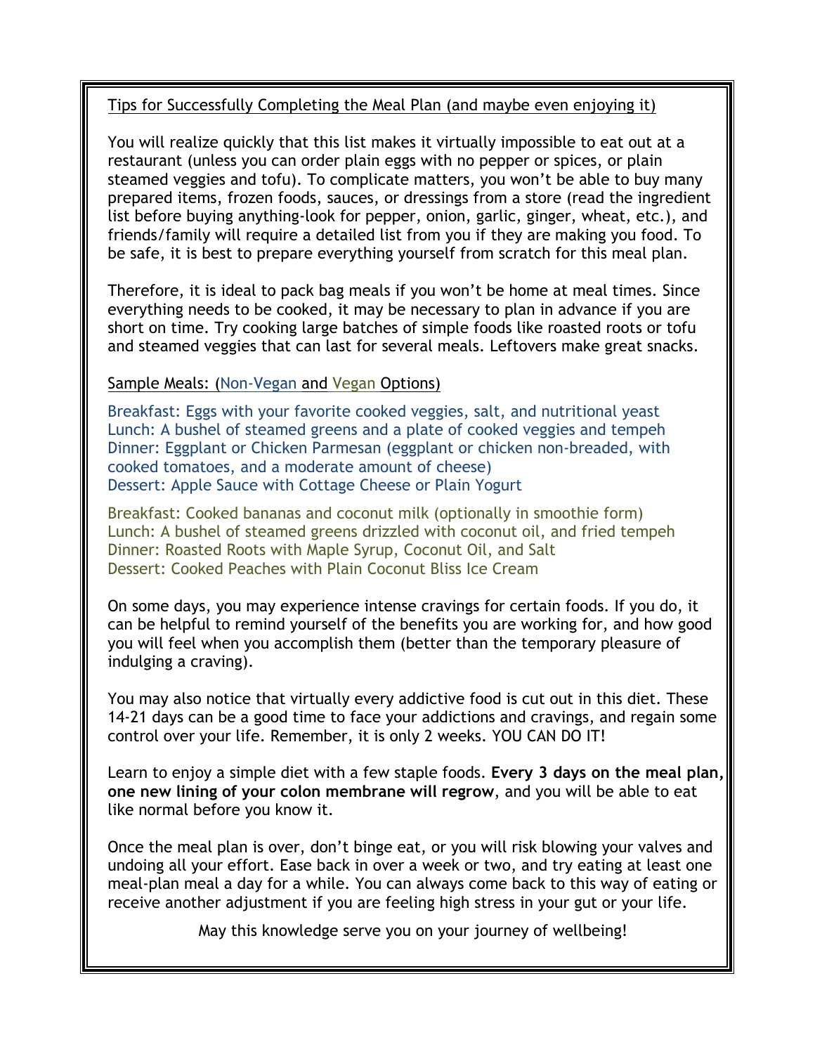Tips for Successfully Completing the Meal Plan (and maybe even enjoying it)

You will realize quickly that this list makes it virtually impossible to eat out at a restaurant (unless you can order plain eggs with no pepper or spices, or plain steamed veggies and tofu). To complicate matters, you won't be able to buy many prepared items, frozen foods, sauces, or dressings from a store (read the ingredient list before buying anything-look for pepper, onion, garlic, ginger, wheat, etc.), and friends/family will require a detailed list from you if they are making you food. To be safe, it is best to prepare everything yourself from scratch for this meal plan.

Therefore, it is ideal to pack bag meals if you won't be home at meal times. Since everything needs to be cooked, it may be necessary to plan in advance if you are short on time. Try cooking large batches of simple foods like roasted roots or tofu and steamed veggies that can last for several meals. Leftovers make great snacks.

Sample Meals: (Non-Vegan and Vegan Options)

Breakfast: Eggs with your favorite cooked veggies, salt, and nutritional yeast
Lunch: A bushel of steamed greens and a plate of cooked veggies and tempeh
Dinner: Eggplant or Chicken Parmesan (eggplant or chicken non-breaded, with cooked tomatoes, and a moderate amount of cheese)
Dessert: Apple Sauce with Cottage Cheese or Plain Yogurt

Breakfast: Cooked bananas and coconut milk (optionally in smoothie form)
Lunch: A bushel of steamed greens drizzled with coconut oil, and fried tempeh
Dinner: Roasted Roots with Maple Syrup, Coconut Oil, and Salt
Dessert: Cooked Peaches with Plain Coconut Bliss Ice Cream

On some days, you may experience intense cravings for certain foods. If you do, it can be helpful to remind yourself of the benefits you are working for, and how good you will feel when you accomplish them (better than the temporary pleasure of indulging a craving).

You may also notice that virtually every addictive food is cut out in this diet. These 14-21 days can be a good time to face your addictions and cravings, and regain some control over your life. Remember, it is only 2 weeks. YOU CAN DO IT!

Learn to enjoy a simple diet with a few staple foods. **Every 3 days on the meal plan, one new lining of your colon membrane will regrow**, and you will be able to eat like normal before you know it.

Once the meal plan is over, don't binge eat, or you will risk blowing your valves and undoing all your effort. Ease back in over a week or two, and try eating at least one meal-plan meal a day for a while. You can always come back to this way of eating or receive another adjustment if you are feeling high stress in your gut or your life.

May this knowledge serve you on your journey of wellbeing!